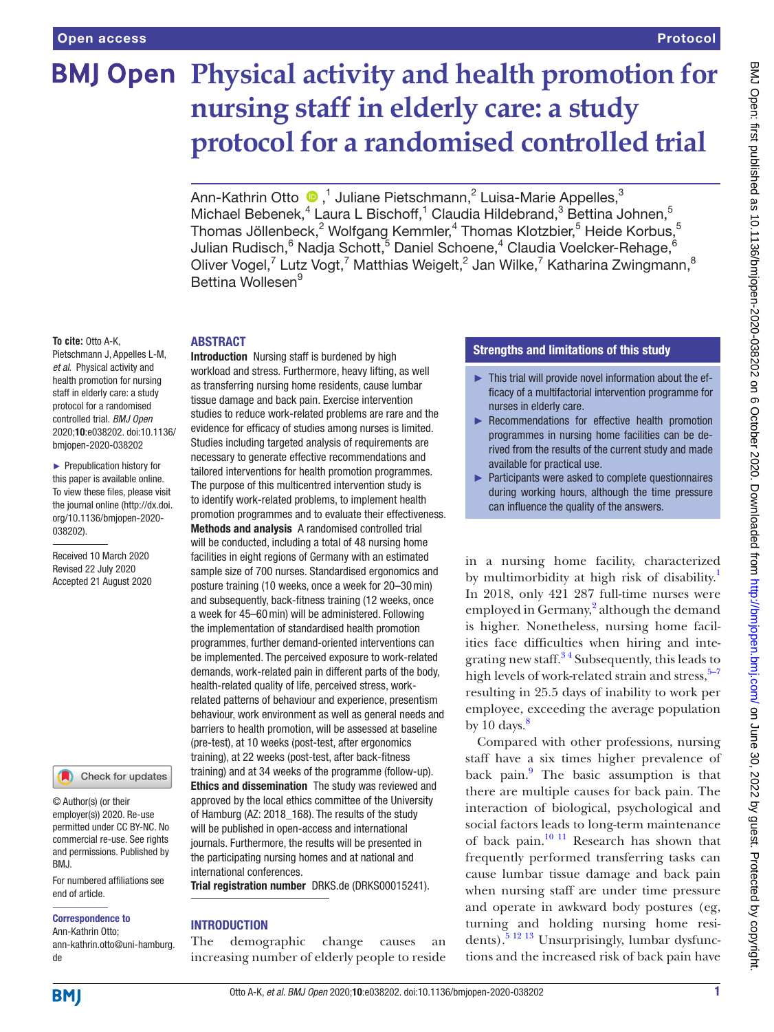# Physical activity and health promotion for nursing staff in elderly care: a study protocol for a randomised controlled trial

Ann-Kathrin Otto ,[1] Juliane Pietschmann,[2] Luisa-Marie Appelles,[3] Michael Bebenek,[4] Laura L Bischoff,[1] Claudia Hildebrand,[3] Bettina Johnen,[5] Thomas Jöllenbeck,[2] Wolfgang Kemmler,[4] Thomas Klotzbier,[5] Heide Korbus,[5] Julian Rudisch,[6] Nadja Schott,[5] Daniel Schoene,[4] Claudia Voelcker-Rehage,[6] Oliver Vogel,[7] Lutz Vogt,[7] Matthias Weigelt,[2] Jan Wilke,[7] Katharina Zwingmann,[8] Bettina Wollesen[9]

**To cite:** Otto A-K, Pietschmann J, Appelles L-M, *et al*. Physical activity and health promotion for nursing staff in elderly care: a study protocol for a randomised controlled trial. *BMJ Open* 2020;**10**:e038202. doi:10.1136/bmjopen-2020-038202

► Prepublication history for this paper is available online. To view these files, please visit the journal online (http://dx.doi.org/10.1136/bmjopen-2020-038202).

Received 10 March 2020
Revised 22 July 2020
Accepted 21 August 2020

© Author(s) (or their employer(s)) 2020. Re-use permitted under CC BY-NC. No commercial re-use. See rights and permissions. Published by BMJ.

For numbered affiliations see end of article.

**Correspondence to**
Ann-Kathrin Otto;
ann-kathrin.otto@uni-hamburg.de

## ABSTRACT

**Introduction** Nursing staff is burdened by high workload and stress. Furthermore, heavy lifting, as well as transferring nursing home residents, cause lumbar tissue damage and back pain. Exercise intervention studies to reduce work-related problems are rare and the evidence for efficacy of studies among nurses is limited. Studies including targeted analysis of requirements are necessary to generate effective recommendations and tailored interventions for health promotion programmes. The purpose of this multicentred intervention study is to identify work-related problems, to implement health promotion programmes and to evaluate their effectiveness.

**Methods and analysis** A randomised controlled trial will be conducted, including a total of 48 nursing home facilities in eight regions of Germany with an estimated sample size of 700 nurses. Standardised ergonomics and posture training (10 weeks, once a week for 20–30 min) and subsequently, back-fitness training (12 weeks, once a week for 45–60 min) will be administered. Following the implementation of standardised health promotion programmes, further demand-oriented interventions can be implemented. The perceived exposure to work-related demands, work-related pain in different parts of the body, health-related quality of life, perceived stress, work-related patterns of behaviour and experience, presentism behaviour, work environment as well as general needs and barriers to health promotion, will be assessed at baseline (pre-test), at 10 weeks (post-test, after ergonomics training), at 22 weeks (post-test, after back-fitness training) and at 34 weeks of the programme (follow-up).

**Ethics and dissemination** The study was reviewed and approved by the local ethics committee of the University of Hamburg (AZ: 2018_168). The results of the study will be published in open-access and international journals. Furthermore, the results will be presented in the participating nursing homes and at national and international conferences.

**Trial registration number** DRKS.de (DRKS00015241).

### Strengths and limitations of this study

- ► This trial will provide novel information about the efficacy of a multifactorial intervention programme for nurses in elderly care.
- ► Recommendations for effective health promotion programmes in nursing home facilities can be derived from the results of the current study and made available for practical use.
- ► Participants were asked to complete questionnaires during working hours, although the time pressure can influence the quality of the answers.

## INTRODUCTION

The demographic change causes an increasing number of elderly people to reside in a nursing home facility, characterized by multimorbidity at high risk of disability.[1] In 2018, only 421 287 full-time nurses were employed in Germany,[2] although the demand is higher. Nonetheless, nursing home facilities face difficulties when hiring and integrating new staff.[3 4] Subsequently, this leads to high levels of work-related strain and stress,[5–7] resulting in 25.5 days of inability to work per employee, exceeding the average population by 10 days.[8]

Compared with other professions, nursing staff have a six times higher prevalence of back pain.[9] The basic assumption is that there are multiple causes for back pain. The interaction of biological, psychological and social factors leads to long-term maintenance of back pain.[10 11] Research has shown that frequently performed transferring tasks can cause lumbar tissue damage and back pain when nursing staff are under time pressure and operate in awkward body postures (eg, turning and holding nursing home residents).[5 12 13] Unsurprisingly, lumbar dysfunctions and the increased risk of back pain have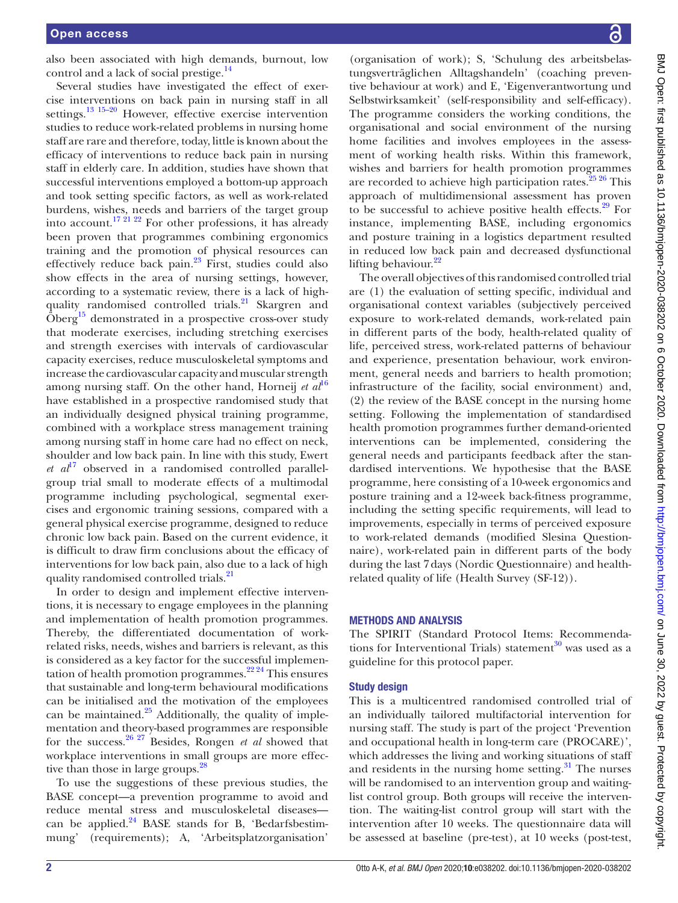also been associated with high demands, burnout, low control and a lack of social prestige.[14]

Several studies have investigated the effect of exercise interventions on back pain in nursing staff in all settings.[13 15–20] However, effective exercise intervention studies to reduce work-related problems in nursing home staff are rare and therefore, today, little is known about the efficacy of interventions to reduce back pain in nursing staff in elderly care. In addition, studies have shown that successful interventions employed a bottom-up approach and took setting specific factors, as well as work-related burdens, wishes, needs and barriers of the target group into account.[17 21 22] For other professions, it has already been proven that programmes combining ergonomics training and the promotion of physical resources can effectively reduce back pain.[23] First, studies could also show effects in the area of nursing settings, however, according to a systematic review, there is a lack of high-quality randomised controlled trials.[21] Skargren and Öberg[15] demonstrated in a prospective cross-over study that moderate exercises, including stretching exercises and strength exercises with intervals of cardiovascular capacity exercises, reduce musculoskeletal symptoms and increase the cardiovascular capacity and muscular strength among nursing staff. On the other hand, Horneij *et al*[16] have established in a prospective randomised study that an individually designed physical training programme, combined with a workplace stress management training among nursing staff in home care had no effect on neck, shoulder and low back pain. In line with this study, Ewert *et al*[17] observed in a randomised controlled parallel-group trial small to moderate effects of a multimodal programme including psychological, segmental exercises and ergonomic training sessions, compared with a general physical exercise programme, designed to reduce chronic low back pain. Based on the current evidence, it is difficult to draw firm conclusions about the efficacy of interventions for low back pain, also due to a lack of high quality randomised controlled trials.[21]

In order to design and implement effective interventions, it is necessary to engage employees in the planning and implementation of health promotion programmes. Thereby, the differentiated documentation of work-related risks, needs, wishes and barriers is relevant, as this is considered as a key factor for the successful implementation of health promotion programmes.[22 24] This ensures that sustainable and long-term behavioural modifications can be initialised and the motivation of the employees can be maintained.[25] Additionally, the quality of implementation and theory-based programmes are responsible for the success.[26 27] Besides, Rongen *et al* showed that workplace interventions in small groups are more effective than those in large groups.[28]

To use the suggestions of these previous studies, the BASE concept—a prevention programme to avoid and reduce mental stress and musculoskeletal diseases—can be applied.[24] BASE stands for B, 'Bedarfsbestimmung' (requirements); A, 'Arbeitsplatzorganisation' (organisation of work); S, 'Schulung des arbeitsbelastungsverträglichen Alltagshandeln' (coaching preventive behaviour at work) and E, 'Eigenverantwortung und Selbstwirksamkeit' (self-responsibility and self-efficacy). The programme considers the working conditions, the organisational and social environment of the nursing home facilities and involves employees in the assessment of working health risks. Within this framework, wishes and barriers for health promotion programmes are recorded to achieve high participation rates.[25 26] This approach of multidimensional assessment has proven to be successful to achieve positive health effects.[29] For instance, implementing BASE, including ergonomics and posture training in a logistics department resulted in reduced low back pain and decreased dysfunctional lifting behaviour.[22]

The overall objectives of this randomised controlled trial are (1) the evaluation of setting specific, individual and organisational context variables (subjectively perceived exposure to work-related demands, work-related pain in different parts of the body, health-related quality of life, perceived stress, work-related patterns of behaviour and experience, presentation behaviour, work environment, general needs and barriers to health promotion; infrastructure of the facility, social environment) and, (2) the review of the BASE concept in the nursing home setting. Following the implementation of standardised health promotion programmes further demand-oriented interventions can be implemented, considering the general needs and participants feedback after the standardised interventions. We hypothesise that the BASE programme, here consisting of a 10-week ergonomics and posture training and a 12-week back-fitness programme, including the setting specific requirements, will lead to improvements, especially in terms of perceived exposure to work-related demands (modified Slesina Questionnaire), work-related pain in different parts of the body during the last 7 days (Nordic Questionnaire) and health-related quality of life (Health Survey (SF-12)).

## METHODS AND ANALYSIS

The SPIRIT (Standard Protocol Items: Recommendations for Interventional Trials) statement[30] was used as a guideline for this protocol paper.

### Study design

This is a multicentred randomised controlled trial of an individually tailored multifactorial intervention for nursing staff. The study is part of the project 'Prevention and occupational health in long-term care (PROCARE)', which addresses the living and working situations of staff and residents in the nursing home setting.[31] The nurses will be randomised to an intervention group and waiting-list control group. Both groups will receive the intervention. The waiting-list control group will start with the intervention after 10 weeks. The questionnaire data will be assessed at baseline (pre-test), at 10 weeks (post-test,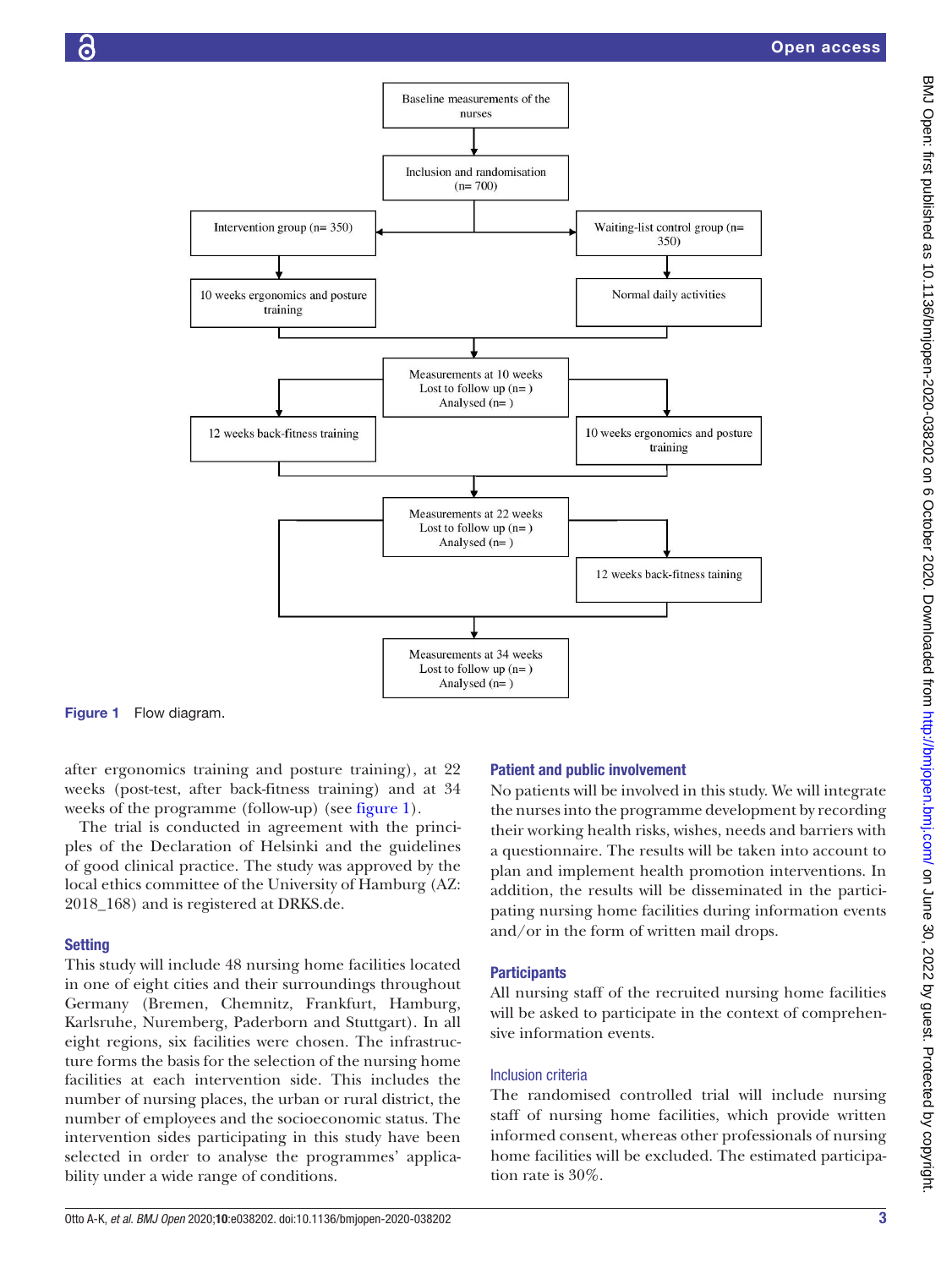Baseline measurements of the nurses

Inclusion and randomisation (n= 700)

Intervention group (n= 350)

Waiting-list control group (n= 350)

10 weeks ergonomics and posture training

Normal daily activities

Measurements at 10 weeks
Lost to follow up (n= )
Analysed (n= )

12 weeks back-fitness training

10 weeks ergonomics and posture training

Measurements at 22 weeks
Lost to follow up (n= )
Analysed (n= )

12 weeks back-fitness taining

Measurements at 34 weeks
Lost to follow up (n= )
Analysed (n= )

**Figure 1** Flow diagram.

after ergonomics training and posture training), at 22 weeks (post-test, after back-fitness training) and at 34 weeks of the programme (follow-up) (see figure 1).

The trial is conducted in agreement with the principles of the Declaration of Helsinki and the guidelines of good clinical practice. The study was approved by the local ethics committee of the University of Hamburg (AZ: 2018_168) and is registered at DRKS.de.

## Setting

This study will include 48 nursing home facilities located in one of eight cities and their surroundings throughout Germany (Bremen, Chemnitz, Frankfurt, Hamburg, Karlsruhe, Nuremberg, Paderborn and Stuttgart). In all eight regions, six facilities were chosen. The infrastructure forms the basis for the selection of the nursing home facilities at each intervention side. This includes the number of nursing places, the urban or rural district, the number of employees and the socioeconomic status. The intervention sides participating in this study have been selected in order to analyse the programmes' applicability under a wide range of conditions.

## Patient and public involvement

No patients will be involved in this study. We will integrate the nurses into the programme development by recording their working health risks, wishes, needs and barriers with a questionnaire. The results will be taken into account to plan and implement health promotion interventions. In addition, the results will be disseminated in the participating nursing home facilities during information events and/or in the form of written mail drops.

## Participants

All nursing staff of the recruited nursing home facilities will be asked to participate in the context of comprehensive information events.

### Inclusion criteria

The randomised controlled trial will include nursing staff of nursing home facilities, which provide written informed consent, whereas other professionals of nursing home facilities will be excluded. The estimated participation rate is 30%.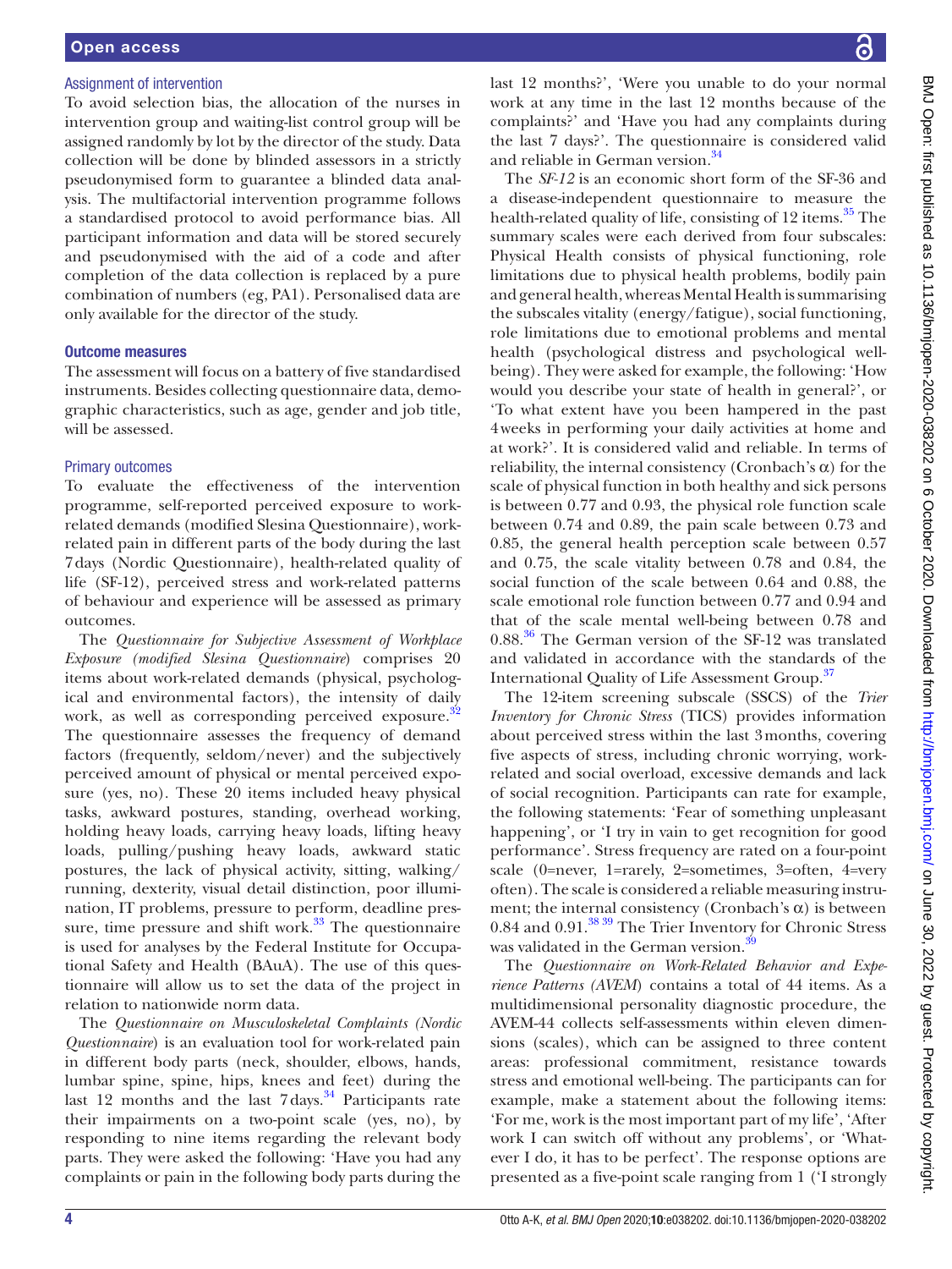### Assignment of intervention

To avoid selection bias, the allocation of the nurses in intervention group and waiting-list control group will be assigned randomly by lot by the director of the study. Data collection will be done by blinded assessors in a strictly pseudonymised form to guarantee a blinded data analysis. The multifactorial intervention programme follows a standardised protocol to avoid performance bias. All participant information and data will be stored securely and pseudonymised with the aid of a code and after completion of the data collection is replaced by a pure combination of numbers (eg, PA1). Personalised data are only available for the director of the study.

## Outcome measures

The assessment will focus on a battery of five standardised instruments. Besides collecting questionnaire data, demographic characteristics, such as age, gender and job title, will be assessed.

### Primary outcomes

To evaluate the effectiveness of the intervention programme, self-reported perceived exposure to work-related demands (modified Slesina Questionnaire), work-related pain in different parts of the body during the last 7 days (Nordic Questionnaire), health-related quality of life (SF-12), perceived stress and work-related patterns of behaviour and experience will be assessed as primary outcomes.

The *Questionnaire for Subjective Assessment of Workplace Exposure (modified Slesina Questionnaire)* comprises 20 items about work-related demands (physical, psychological and environmental factors), the intensity of daily work, as well as corresponding perceived exposure.[32] The questionnaire assesses the frequency of demand factors (frequently, seldom/never) and the subjectively perceived amount of physical or mental perceived exposure (yes, no). These 20 items included heavy physical tasks, awkward postures, standing, overhead working, holding heavy loads, carrying heavy loads, lifting heavy loads, pulling/pushing heavy loads, awkward static postures, the lack of physical activity, sitting, walking/running, dexterity, visual detail distinction, poor illumination, IT problems, pressure to perform, deadline pressure, time pressure and shift work.[33] The questionnaire is used for analyses by the Federal Institute for Occupational Safety and Health (BAuA). The use of this questionnaire will allow us to set the data of the project in relation to nationwide norm data.

The *Questionnaire on Musculoskeletal Complaints (Nordic Questionnaire)* is an evaluation tool for work-related pain in different body parts (neck, shoulder, elbows, hands, lumbar spine, spine, hips, knees and feet) during the last 12 months and the last 7 days.[34] Participants rate their impairments on a two-point scale (yes, no), by responding to nine items regarding the relevant body parts. They were asked the following: 'Have you had any complaints or pain in the following body parts during the last 12 months?', 'Were you unable to do your normal work at any time in the last 12 months because of the complaints?' and 'Have you had any complaints during the last 7 days?'. The questionnaire is considered valid and reliable in German version.[34]

The *SF-12* is an economic short form of the SF-36 and a disease-independent questionnaire to measure the health-related quality of life, consisting of 12 items.[35] The summary scales were each derived from four subscales: Physical Health consists of physical functioning, role limitations due to physical health problems, bodily pain and general health, whereas Mental Health is summarising the subscales vitality (energy/fatigue), social functioning, role limitations due to emotional problems and mental health (psychological distress and psychological well-being). They were asked for example, the following: 'How would you describe your state of health in general?', or 'To what extent have you been hampered in the past 4 weeks in performing your daily activities at home and at work?'. It is considered valid and reliable. In terms of reliability, the internal consistency (Cronbach's α) for the scale of physical function in both healthy and sick persons is between 0.77 and 0.93, the physical role function scale between 0.74 and 0.89, the pain scale between 0.73 and 0.85, the general health perception scale between 0.57 and 0.75, the scale vitality between 0.78 and 0.84, the social function of the scale between 0.64 and 0.88, the scale emotional role function between 0.77 and 0.94 and that of the scale mental well-being between 0.78 and 0.88.[36] The German version of the SF-12 was translated and validated in accordance with the standards of the International Quality of Life Assessment Group.[37]

The 12-item screening subscale (SSCS) of the *Trier Inventory for Chronic Stress* (TICS) provides information about perceived stress within the last 3 months, covering five aspects of stress, including chronic worrying, work-related and social overload, excessive demands and lack of social recognition. Participants can rate for example, the following statements: 'Fear of something unpleasant happening', or 'I try in vain to get recognition for good performance'. Stress frequency are rated on a four-point scale (0=never, 1=rarely, 2=sometimes, 3=often, 4=very often). The scale is considered a reliable measuring instrument; the internal consistency (Cronbach's α) is between 0.84 and 0.91.[38,39] The Trier Inventory for Chronic Stress was validated in the German version.[39]

The *Questionnaire on Work-Related Behavior and Experience Patterns (AVEM)* contains a total of 44 items. As a multidimensional personality diagnostic procedure, the AVEM-44 collects self-assessments within eleven dimensions (scales), which can be assigned to three content areas: professional commitment, resistance towards stress and emotional well-being. The participants can for example, make a statement about the following items: 'For me, work is the most important part of my life', 'After work I can switch off without any problems', or 'Whatever I do, it has to be perfect'. The response options are presented as a five-point scale ranging from 1 ('I strongly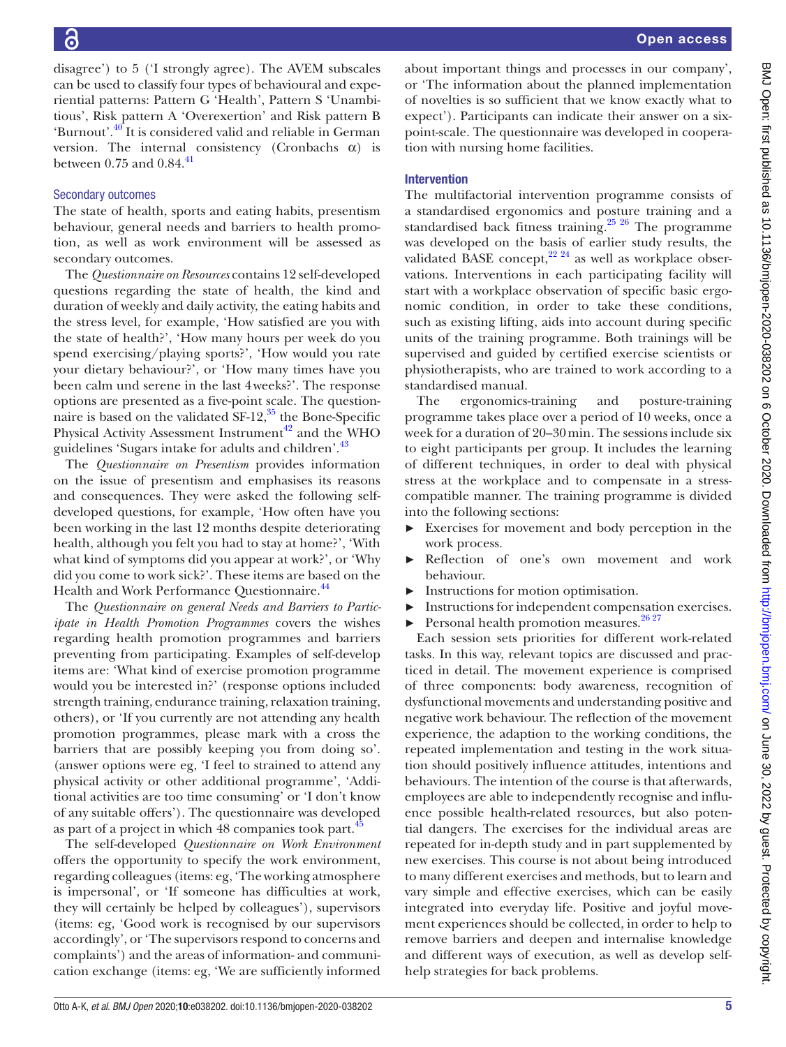disagree') to 5 ('I strongly agree). The AVEM subscales can be used to classify four types of behavioural and experiential patterns: Pattern G 'Health', Pattern S 'Unambitious', Risk pattern A 'Overexertion' and Risk pattern B 'Burnout'.[40] It is considered valid and reliable in German version. The internal consistency (Cronbachs α) is between 0.75 and 0.84.[41]

### Secondary outcomes

The state of health, sports and eating habits, presentism behaviour, general needs and barriers to health promotion, as well as work environment will be assessed as secondary outcomes.

The *Questionnaire on Resources* contains 12 self-developed questions regarding the state of health, the kind and duration of weekly and daily activity, the eating habits and the stress level, for example, 'How satisfied are you with the state of health?', 'How many hours per week do you spend exercising/playing sports?', 'How would you rate your dietary behaviour?', or 'How many times have you been calm und serene in the last 4 weeks?'. The response options are presented as a five-point scale. The questionnaire is based on the validated SF-12,[35] the Bone-Specific Physical Activity Assessment Instrument[42] and the WHO guidelines 'Sugars intake for adults and children'.[43]

The *Questionnaire on Presentism* provides information on the issue of presentism and emphasises its reasons and consequences. They were asked the following self-developed questions, for example, 'How often have you been working in the last 12 months despite deteriorating health, although you felt you had to stay at home?', 'With what kind of symptoms did you appear at work?', or 'Why did you come to work sick?'. These items are based on the Health and Work Performance Questionnaire.[44]

The *Questionnaire on general Needs and Barriers to Participate in Health Promotion Programmes* covers the wishes regarding health promotion programmes and barriers preventing from participating. Examples of self-develop items are: 'What kind of exercise promotion programme would you be interested in?' (response options included strength training, endurance training, relaxation training, others), or 'If you currently are not attending any health promotion programmes, please mark with a cross the barriers that are possibly keeping you from doing so'. (answer options were eg, 'I feel to strained to attend any physical activity or other additional programme', 'Additional activities are too time consuming' or 'I don't know of any suitable offers'). The questionnaire was developed as part of a project in which 48 companies took part.[45]

The self-developed *Questionnaire on Work Environment* offers the opportunity to specify the work environment, regarding colleagues (items: eg, 'The working atmosphere is impersonal', or 'If someone has difficulties at work, they will certainly be helped by colleagues'), supervisors (items: eg, 'Good work is recognised by our supervisors accordingly', or 'The supervisors respond to concerns and complaints') and the areas of information- and communication exchange (items: eg, 'We are sufficiently informed about important things and processes in our company', or 'The information about the planned implementation of novelties is so sufficient that we know exactly what to expect'). Participants can indicate their answer on a six-point-scale. The questionnaire was developed in cooperation with nursing home facilities.

## Intervention

The multifactorial intervention programme consists of a standardised ergonomics and posture training and a standardised back fitness training.[25,26] The programme was developed on the basis of earlier study results, the validated BASE concept,[22,24] as well as workplace observations. Interventions in each participating facility will start with a workplace observation of specific basic ergonomic condition, in order to take these conditions, such as existing lifting, aids into account during specific units of the training programme. Both trainings will be supervised and guided by certified exercise scientists or physiotherapists, who are trained to work according to a standardised manual.

The ergonomics-training and posture-training programme takes place over a period of 10 weeks, once a week for a duration of 20–30 min. The sessions include six to eight participants per group. It includes the learning of different techniques, in order to deal with physical stress at the workplace and to compensate in a stress-compatible manner. The training programme is divided into the following sections:

- Exercises for movement and body perception in the work process.
- Reflection of one's own movement and work behaviour.
- Instructions for motion optimisation.
- Instructions for independent compensation exercises.
- Personal health promotion measures.[26,27]

Each session sets priorities for different work-related tasks. In this way, relevant topics are discussed and practiced in detail. The movement experience is comprised of three components: body awareness, recognition of dysfunctional movements and understanding positive and negative work behaviour. The reflection of the movement experience, the adaption to the working conditions, the repeated implementation and testing in the work situation should positively influence attitudes, intentions and behaviours. The intention of the course is that afterwards, employees are able to independently recognise and influence possible health-related resources, but also potential dangers. The exercises for the individual areas are repeated for in-depth study and in part supplemented by new exercises. This course is not about being introduced to many different exercises and methods, but to learn and vary simple and effective exercises, which can be easily integrated into everyday life. Positive and joyful movement experiences should be collected, in order to help to remove barriers and deepen and internalise knowledge and different ways of execution, as well as develop self-help strategies for back problems.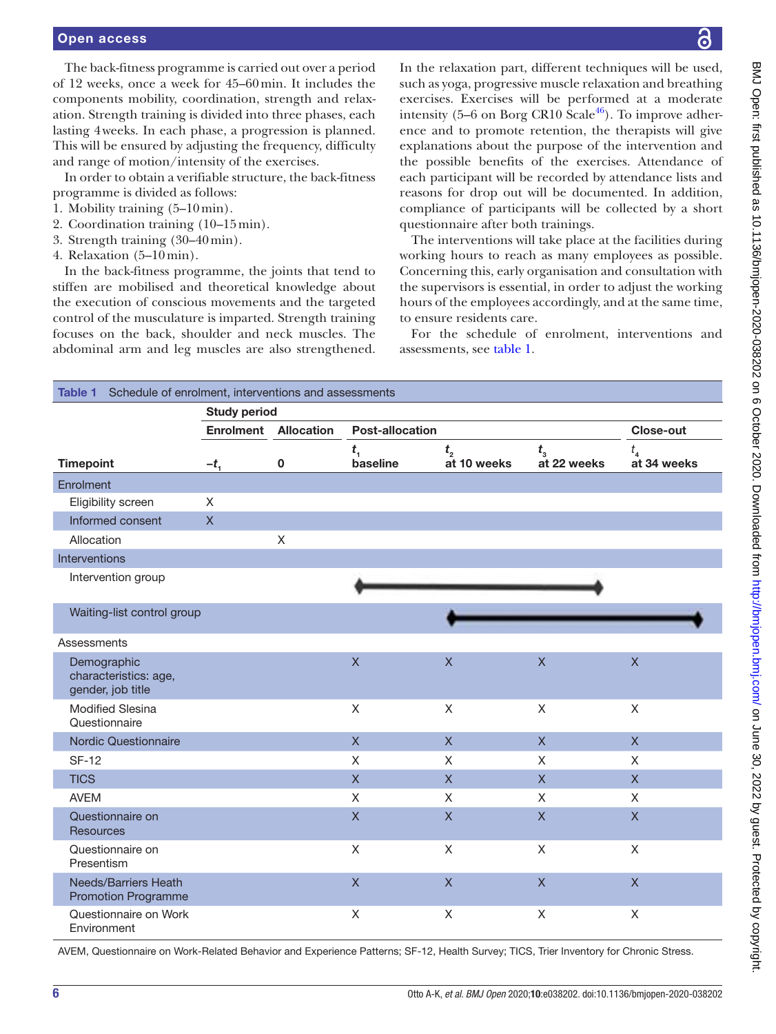The back-fitness programme is carried out over a period of 12 weeks, once a week for 45–60 min. It includes the components mobility, coordination, strength and relaxation. Strength training is divided into three phases, each lasting 4 weeks. In each phase, a progression is planned. This will be ensured by adjusting the frequency, difficulty and range of motion/intensity of the exercises.

In order to obtain a verifiable structure, the back-fitness programme is divided as follows:

1. Mobility training (5–10 min).
2. Coordination training (10–15 min).
3. Strength training (30–40 min).
4. Relaxation (5–10 min).

In the back-fitness programme, the joints that tend to stiffen are mobilised and theoretical knowledge about the execution of conscious movements and the targeted control of the musculature is imparted. Strength training focuses on the back, shoulder and neck muscles. The abdominal arm and leg muscles are also strengthened. In the relaxation part, different techniques will be used, such as yoga, progressive muscle relaxation and breathing exercises. Exercises will be performed at a moderate intensity (5–6 on Borg CR10 Scale[46]). To improve adherence and to promote retention, the therapists will give explanations about the purpose of the intervention and the possible benefits of the exercises. Attendance of each participant will be recorded by attendance lists and reasons for drop out will be documented. In addition, compliance of participants will be collected by a short questionnaire after both trainings.

The interventions will take place at the facilities during working hours to reach as many employees as possible. Concerning this, early organisation and consultation with the supervisors is essential, in order to adjust the working hours of the employees accordingly, and at the same time, to ensure residents care.

For the schedule of enrolment, interventions and assessments, see table 1.

**Table 1** Schedule of enrolment, interventions and assessments

| | Study period | | | | | |
|---|---|---|---|---|---|---|
| | Enrolment | Allocation | Post-allocation | | | Close-out |
| **Timepoint** | $-t_1$ | 0 | $t_1$ baseline | $t_2$ at 10 weeks | $t_3$ at 22 weeks | $t_4$ at 34 weeks |
| **Enrolment** | | | | | | |
| Eligibility screen | X | | | | | |
| Informed consent | X | | | | | |
| Allocation | | X | | | | |
| **Interventions** | | | | | | |
| Intervention group | | | ◆———— | ———— | ————◆ | |
| Waiting-list control group | | | | ◆———— | ———— | ————◆ |
| **Assessments** | | | | | | |
| Demographic characteristics: age, gender, job title | | | X | X | X | X |
| Modified Slesina Questionnaire | | | X | X | X | X |
| Nordic Questionnaire | | | X | X | X | X |
| SF-12 | | | X | X | X | X |
| TICS | | | X | X | X | X |
| AVEM | | | X | X | X | X |
| Questionnaire on Resources | | | X | X | X | X |
| Questionnaire on Presentism | | | X | X | X | X |
| Needs/Barriers Heath Promotion Programme | | | X | X | X | X |
| Questionnaire on Work Environment | | | X | X | X | X |

AVEM, Questionnaire on Work-Related Behavior and Experience Patterns; SF-12, Health Survey; TICS, Trier Inventory for Chronic Stress.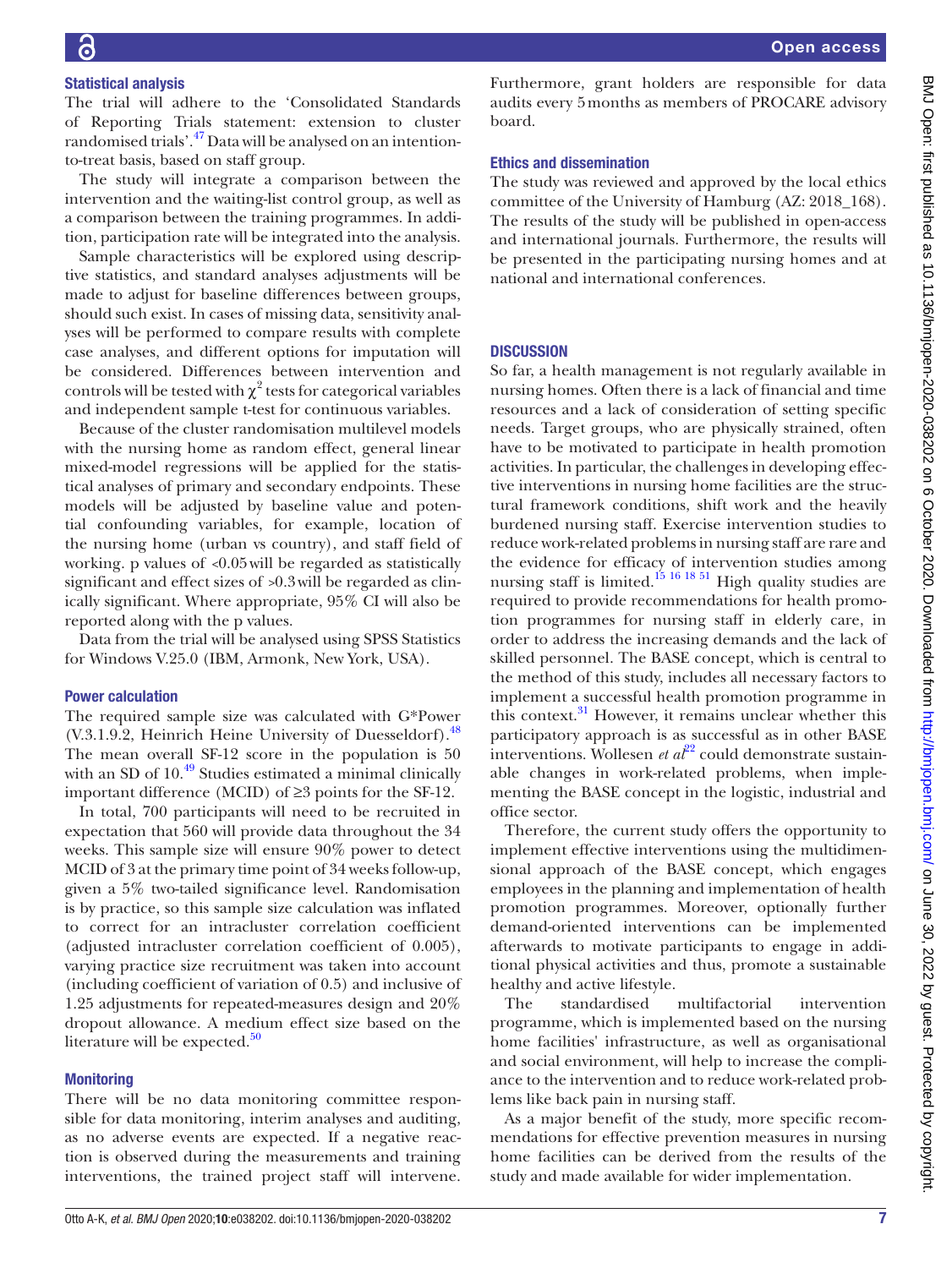### Statistical analysis

The trial will adhere to the 'Consolidated Standards of Reporting Trials statement: extension to cluster randomised trials'.[47] Data will be analysed on an intention-to-treat basis, based on staff group.

The study will integrate a comparison between the intervention and the waiting-list control group, as well as a comparison between the training programmes. In addition, participation rate will be integrated into the analysis.

Sample characteristics will be explored using descriptive statistics, and standard analyses adjustments will be made to adjust for baseline differences between groups, should such exist. In cases of missing data, sensitivity analyses will be performed to compare results with complete case analyses, and different options for imputation will be considered. Differences between intervention and controls will be tested with $\chi^2$ tests for categorical variables and independent sample t-test for continuous variables.

Because of the cluster randomisation multilevel models with the nursing home as random effect, general linear mixed-model regressions will be applied for the statistical analyses of primary and secondary endpoints. These models will be adjusted by baseline value and potential confounding variables, for example, location of the nursing home (urban vs country), and staff field of working. p values of <0.05 will be regarded as statistically significant and effect sizes of >0.3 will be regarded as clinically significant. Where appropriate, 95% CI will also be reported along with the p values.

Data from the trial will be analysed using SPSS Statistics for Windows V.25.0 (IBM, Armonk, New York, USA).

### Power calculation

The required sample size was calculated with G*Power (V.3.1.9.2, Heinrich Heine University of Duesseldorf).[48] The mean overall SF-12 score in the population is 50 with an SD of 10.[49] Studies estimated a minimal clinically important difference (MCID) of ≥3 points for the SF-12.

In total, 700 participants will need to be recruited in expectation that 560 will provide data throughout the 34 weeks. This sample size will ensure 90% power to detect MCID of 3 at the primary time point of 34 weeks follow-up, given a 5% two-tailed significance level. Randomisation is by practice, so this sample size calculation was inflated to correct for an intracluster correlation coefficient (adjusted intracluster correlation coefficient of 0.005), varying practice size recruitment was taken into account (including coefficient of variation of 0.5) and inclusive of 1.25 adjustments for repeated-measures design and 20% dropout allowance. A medium effect size based on the literature will be expected.[50]

### Monitoring

There will be no data monitoring committee responsible for data monitoring, interim analyses and auditing, as no adverse events are expected. If a negative reaction is observed during the measurements and training interventions, the trained project staff will intervene. Furthermore, grant holders are responsible for data audits every 5 months as members of PROCARE advisory board.

### Ethics and dissemination

The study was reviewed and approved by the local ethics committee of the University of Hamburg (AZ: 2018_168). The results of the study will be published in open-access and international journals. Furthermore, the results will be presented in the participating nursing homes and at national and international conferences.

## DISCUSSION

So far, a health management is not regularly available in nursing homes. Often there is a lack of financial and time resources and a lack of consideration of setting specific needs. Target groups, who are physically strained, often have to be motivated to participate in health promotion activities. In particular, the challenges in developing effective interventions in nursing home facilities are the structural framework conditions, shift work and the heavily burdened nursing staff. Exercise intervention studies to reduce work-related problems in nursing staff are rare and the evidence for efficacy of intervention studies among nursing staff is limited.[15 16 18 51] High quality studies are required to provide recommendations for health promotion programmes for nursing staff in elderly care, in order to address the increasing demands and the lack of skilled personnel. The BASE concept, which is central to the method of this study, includes all necessary factors to implement a successful health promotion programme in this context.[31] However, it remains unclear whether this participatory approach is as successful as in other BASE interventions. Wollesen *et al*[22] could demonstrate sustainable changes in work-related problems, when implementing the BASE concept in the logistic, industrial and office sector.

Therefore, the current study offers the opportunity to implement effective interventions using the multidimensional approach of the BASE concept, which engages employees in the planning and implementation of health promotion programmes. Moreover, optionally further demand-oriented interventions can be implemented afterwards to motivate participants to engage in additional physical activities and thus, promote a sustainable healthy and active lifestyle.

The standardised multifactorial intervention programme, which is implemented based on the nursing home facilities' infrastructure, as well as organisational and social environment, will help to increase the compliance to the intervention and to reduce work-related problems like back pain in nursing staff.

As a major benefit of the study, more specific recommendations for effective prevention measures in nursing home facilities can be derived from the results of the study and made available for wider implementation.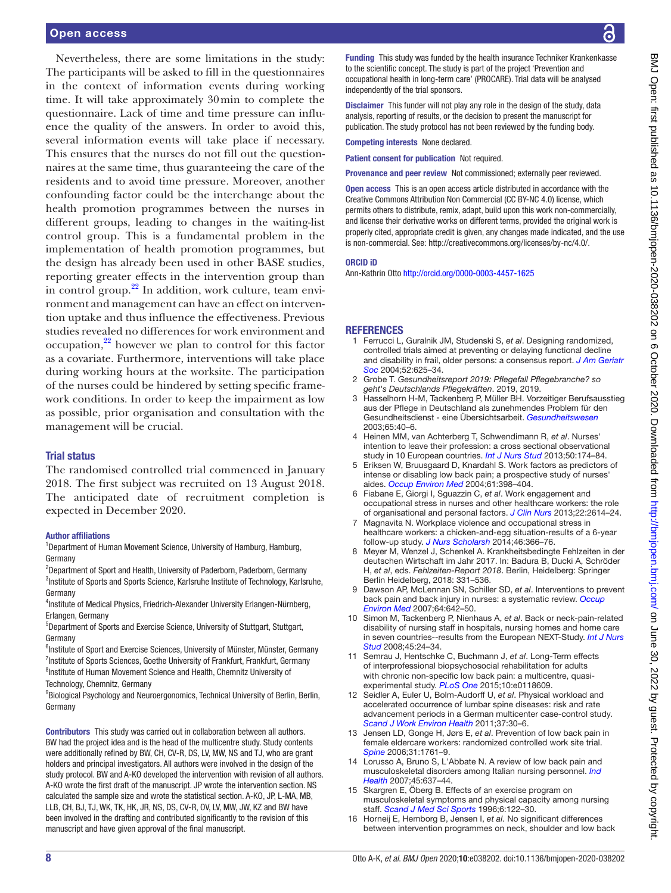Nevertheless, there are some limitations in the study: The participants will be asked to fill in the questionnaires in the context of information events during working time. It will take approximately 30 min to complete the questionnaire. Lack of time and time pressure can influence the quality of the answers. In order to avoid this, several information events will take place if necessary. This ensures that the nurses do not fill out the questionnaires at the same time, thus guaranteeing the care of the residents and to avoid time pressure. Moreover, another confounding factor could be the interchange about the health promotion programmes between the nurses in different groups, leading to changes in the waiting-list control group. This is a fundamental problem in the implementation of health promotion programmes, but the design has already been used in other BASE studies, reporting greater effects in the intervention group than in control group.[22] In addition, work culture, team environment and management can have an effect on intervention uptake and thus influence the effectiveness. Previous studies revealed no differences for work environment and occupation,[22] however we plan to control for this factor as a covariate. Furthermore, interventions will take place during working hours at the worksite. The participation of the nurses could be hindered by setting specific framework conditions. In order to keep the impairment as low as possible, prior organisation and consultation with the management will be crucial.

## Trial status

The randomised controlled trial commenced in January 2018. The first subject was recruited on 13 August 2018. The anticipated date of recruitment completion is expected in December 2020.

#### Author affiliations

[1]Department of Human Movement Science, University of Hamburg, Hamburg, Germany
[2]Department of Sport and Health, University of Paderborn, Paderborn, Germany
[3]Institute of Sports and Sports Science, Karlsruhe Institute of Technology, Karlsruhe, Germany
[4]Institute of Medical Physics, Friedrich-Alexander University Erlangen-Nürnberg, Erlangen, Germany
[5]Department of Sports and Exercise Science, University of Stuttgart, Stuttgart, Germany
[6]Institute of Sport and Exercise Sciences, University of Münster, Münster, Germany
[7]Institute of Sports Sciences, Goethe University of Frankfurt, Frankfurt, Germany
[8]Institute of Human Movement Science and Health, Chemnitz University of Technology, Chemnitz, Germany
[9]Biological Psychology and Neuroergonomics, Technical University of Berlin, Berlin, Germany

**Contributors** This study was carried out in collaboration between all authors. BW had the project idea and is the head of the multicentre study. Study contents were additionally refined by BW, CH, CV-R, DS, LV, MW, NS and TJ, who are grant holders and principal investigators. All authors were involved in the design of the study protocol. BW and A-KO developed the intervention with revision of all authors. A-KO wrote the first draft of the manuscript. JP wrote the intervention section. NS calculated the sample size and wrote the statistical section. A-KO, JP, L-MA, MB, LLB, CH, BJ, TJ, WK, TK, HK, JR, NS, DS, CV-R, OV, LV, MW, JW, KZ and BW have been involved in the drafting and contributed significantly to the revision of this manuscript and have given approval of the final manuscript.

**Funding** This study was funded by the health insurance Techniker Krankenkasse to the scientific concept. The study is part of the project 'Prevention and occupational health in long-term care' (PROCARE). Trial data will be analysed independently of the trial sponsors.

**Disclaimer** This funder will not play any role in the design of the study, data analysis, reporting of results, or the decision to present the manuscript for publication. The study protocol has not been reviewed by the funding body.

**Competing interests** None declared.

**Patient consent for publication** Not required.

**Provenance and peer review** Not commissioned; externally peer reviewed.

**Open access** This is an open access article distributed in accordance with the Creative Commons Attribution Non Commercial (CC BY-NC 4.0) license, which permits others to distribute, remix, adapt, build upon this work non-commercially, and license their derivative works on different terms, provided the original work is properly cited, appropriate credit is given, any changes made indicated, and the use is non-commercial. See: http://creativecommons.org/licenses/by-nc/4.0/.

#### ORCID iD

Ann-Kathrin Otto http://orcid.org/0000-0003-4457-1625

## REFERENCES

1. Ferrucci L, Guralnik JM, Studenski S, *et al*. Designing randomized, controlled trials aimed at preventing or delaying functional decline and disability in frail, older persons: a consensus report. *J Am Geriatr Soc* 2004;52:625–34.
2. Grobe T. *Gesundheitsreport 2019: Pflegefall Pflegebranche? so geht's Deutschlands Pflegekräften*. 2019, 2019.
3. Hasselhorn H-M, Tackenberg P, Müller BH. Vorzeitiger Berufsausstieg aus der Pflege in Deutschland als zunehmendes Problem für den Gesundheitsdienst - eine Übersichtsarbeit. *Gesundheitswesen* 2003;65:40–6.
4. Heinen MM, van Achterberg T, Schwendimann R, *et al*. Nurses' intention to leave their profession: a cross sectional observational study in 10 European countries. *Int J Nurs Stud* 2013;50:174–84.
5. Eriksen W, Bruusgaard D, Knardahl S. Work factors as predictors of intense or disabling low back pain; a prospective study of nurses' aides. *Occup Environ Med* 2004;61:398–404.
6. Fiabane E, Giorgi I, Sguazzin C, *et al*. Work engagement and occupational stress in nurses and other healthcare workers: the role of organisational and personal factors. *J Clin Nurs* 2013;22:2614–24.
7. Magnavita N. Workplace violence and occupational stress in healthcare workers: a chicken-and-egg situation-results of a 6-year follow-up study. *J Nurs Scholarsh* 2014;46:366–76.
8. Meyer M, Wenzel J, Schenkel A. Krankheitsbedingte Fehlzeiten in der deutschen Wirtschaft im Jahr 2017. In: Badura B, Ducki A, Schröder H, *et al*, eds. *Fehlzeiten-Report 2018*. Berlin, Heidelberg: Springer Berlin Heidelberg, 2018: 331–536.
9. Dawson AP, McLennan SN, Schiller SD, *et al*. Interventions to prevent back pain and back injury in nurses: a systematic review. *Occup Environ Med* 2007;64:642–50.
10. Simon M, Tackenberg P, Nienhaus A, *et al*. Back or neck-pain-related disability of nursing staff in hospitals, nursing homes and home care in seven countries--results from the European NEXT-Study. *Int J Nurs Stud* 2008;45:24–34.
11. Semrau J, Hentschke C, Buchmann J, *et al*. Long-Term effects of interprofessional biopsychosocial rehabilitation for adults with chronic non-specific low back pain: a multicentre, quasi-experimental study. *PLoS One* 2015;10:e0118609.
12. Seidler A, Euler U, Bolm-Audorff U, *et al*. Physical workload and accelerated occurrence of lumbar spine diseases: risk and rate advancement periods in a German multicenter case-control study. *Scand J Work Environ Health* 2011;37:30–6.
13. Jensen LD, Gonge H, Jørs E, *et al*. Prevention of low back pain in female eldercare workers: randomized controlled work site trial. *Spine* 2006;31:1761–9.
14. Lorusso A, Bruno S, L'Abbate N. A review of low back pain and musculoskeletal disorders among Italian nursing personnel. *Ind Health* 2007;45:637–44.
15. Skargren E, Öberg B. Effects of an exercise program on musculoskeletal symptoms and physical capacity among nursing staff. *Scand J Med Sci Sports* 1996;6:122–30.
16. Horneij E, Hemborg B, Jensen I, *et al*. No significant differences between intervention programmes on neck, shoulder and low back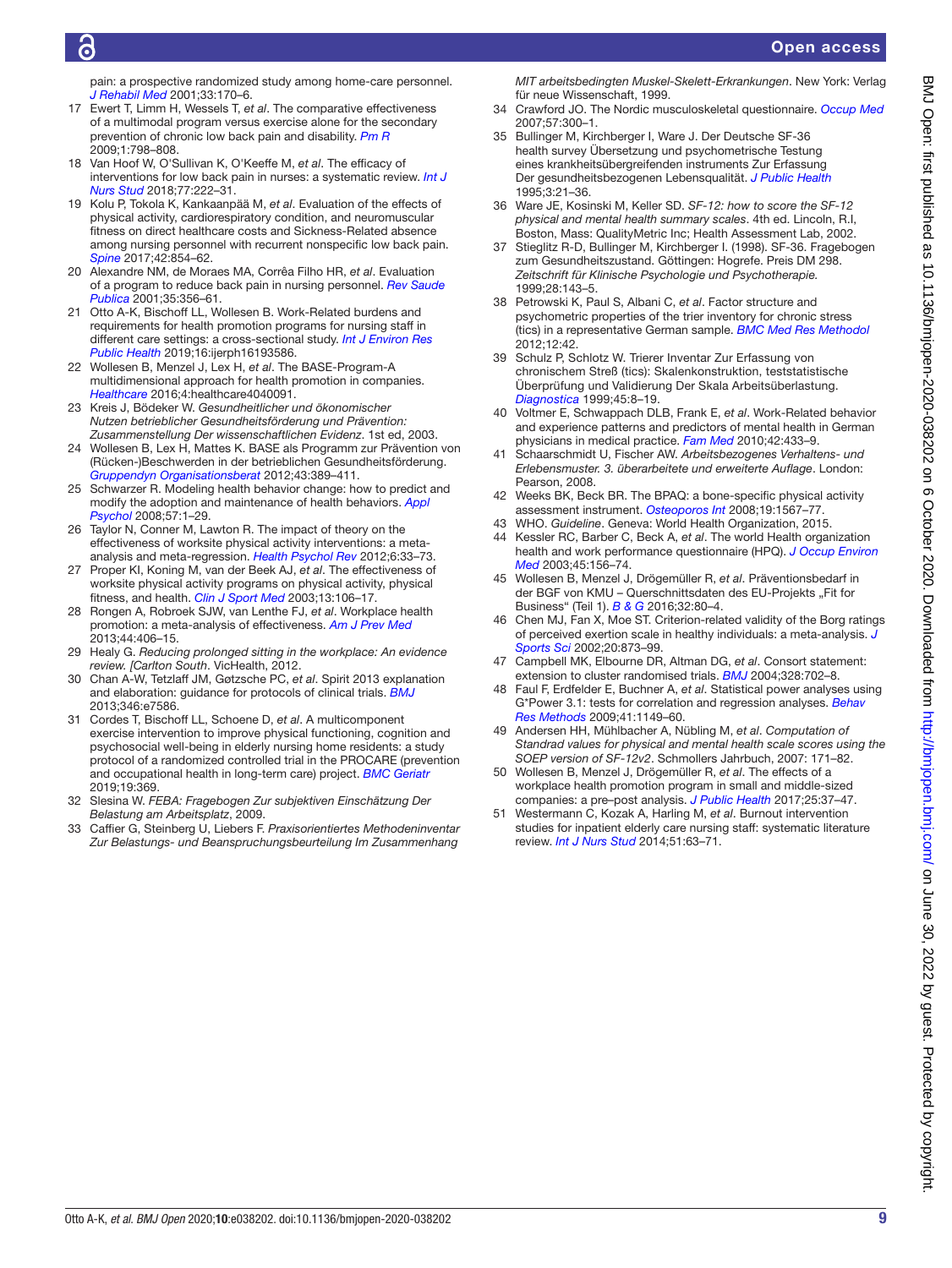pain: a prospective randomized study among home-care personnel. *J Rehabil Med* 2001;33:170–6.

17. Ewert T, Limm H, Wessels T, *et al*. The comparative effectiveness of a multimodal program versus exercise alone for the secondary prevention of chronic low back pain and disability. *Pm R* 2009;1:798–808.
18. Van Hoof W, O'Sullivan K, O'Keeffe M, *et al*. The efficacy of interventions for low back pain in nurses: a systematic review. *Int J Nurs Stud* 2018;77:222–31.
19. Kolu P, Tokola K, Kankaanpää M, *et al*. Evaluation of the effects of physical activity, cardiorespiratory condition, and neuromuscular fitness on direct healthcare costs and Sickness-Related absence among nursing personnel with recurrent nonspecific low back pain. *Spine* 2017;42:854–62.
20. Alexandre NM, de Moraes MA, Corrêa Filho HR, *et al*. Evaluation of a program to reduce back pain in nursing personnel. *Rev Saude Publica* 2001;35:356–61.
21. Otto A-K, Bischoff LL, Wollesen B. Work-Related burdens and requirements for health promotion programs for nursing staff in different care settings: a cross-sectional study. *Int J Environ Res Public Health* 2019;16:ijerph16193586.
22. Wollesen B, Menzel J, Lex H, *et al*. The BASE-Program-A multidimensional approach for health promotion in companies. *Healthcare* 2016;4:healthcare4040091.
23. Kreis J, Bödeker W. *Gesundheitlicher und ökonomischer Nutzen betrieblicher Gesundheitsförderung und Prävention: Zusammenstellung Der wissenschaftlichen Evidenz*. 1st ed, 2003.
24. Wollesen B, Lex H, Mattes K. BASE als Programm zur Prävention von (Rücken-)Beschwerden in der betrieblichen Gesundheitsförderung. *Gruppendyn Organisationsberat* 2012;43:389–411.
25. Schwarzer R. Modeling health behavior change: how to predict and modify the adoption and maintenance of health behaviors. *Appl Psychol* 2008;57:1–29.
26. Taylor N, Conner M, Lawton R. The impact of theory on the effectiveness of worksite physical activity interventions: a meta-analysis and meta-regression. *Health Psychol Rev* 2012;6:33–73.
27. Proper KI, Koning M, van der Beek AJ, *et al*. The effectiveness of worksite physical activity programs on physical activity, physical fitness, and health. *Clin J Sport Med* 2003;13:106–17.
28. Rongen A, Robroek SJW, van Lenthe FJ, *et al*. Workplace health promotion: a meta-analysis of effectiveness. *Am J Prev Med* 2013;44:406–15.
29. Healy G. *Reducing prolonged sitting in the workplace: An evidence review. [Carlton South*. VicHealth, 2012.
30. Chan A-W, Tetzlaff JM, Gøtzsche PC, *et al*. Spirit 2013 explanation and elaboration: guidance for protocols of clinical trials. *BMJ* 2013;346:e7586.
31. Cordes T, Bischoff LL, Schoene D, *et al*. A multicomponent exercise intervention to improve physical functioning, cognition and psychosocial well-being in elderly nursing home residents: a study protocol of a randomized controlled trial in the PROCARE (prevention and occupational health in long-term care) project. *BMC Geriatr* 2019;19:369.
32. Slesina W. *FEBA: Fragebogen Zur subjektiven Einschätzung Der Belastung am Arbeitsplatz*, 2009.
33. Caffier G, Steinberg U, Liebers F. *Praxisorientiertes Methodeninventar Zur Belastungs- und Beanspruchungsbeurteilung Im Zusammenhang MIT arbeitsbedingten Muskel-Skelett-Erkrankungen*. New York: Verlag für neue Wissenschaft, 1999.
34. Crawford JO. The Nordic musculoskeletal questionnaire. *Occup Med* 2007;57:300–1.
35. Bullinger M, Kirchberger I, Ware J. Der Deutsche SF-36 health survey Übersetzung und psychometrische Testung eines krankheitsübergreifenden instruments Zur Erfassung Der gesundheitsbezogenen Lebensqualität. *J Public Health* 1995;3:21–36.
36. Ware JE, Kosinski M, Keller SD. *SF-12: how to score the SF-12 physical and mental health summary scales*. 4th ed. Lincoln, R.I, Boston, Mass: QualityMetric Inc; Health Assessment Lab, 2002.
37. Stieglitz R-D, Bullinger M, Kirchberger I. (1998). SF-36. Fragebogen zum Gesundheitszustand. Göttingen: Hogrefe. Preis DM 298. *Zeitschrift für Klinische Psychologie und Psychotherapie.* 1999;28:143–5.
38. Petrowski K, Paul S, Albani C, *et al*. Factor structure and psychometric properties of the trier inventory for chronic stress (tics) in a representative German sample. *BMC Med Res Methodol* 2012;12:42.
39. Schulz P, Schlotz W. Trierer Inventar Zur Erfassung von chronischem Streß (tics): Skalenkonstruktion, teststatistische Überprüfung und Validierung Der Skala Arbeitsüberlastung. *Diagnostica* 1999;45:8–19.
40. Voltmer E, Schwappach DLB, Frank E, *et al*. Work-Related behavior and experience patterns and predictors of mental health in German physicians in medical practice. *Fam Med* 2010;42:433–9.
41. Schaarschmidt U, Fischer AW. *Arbeitsbezogenes Verhaltens- und Erlebensmuster. 3. überarbeitete und erweiterte Auflage*. London: Pearson, 2008.
42. Weeks BK, Beck BR. The BPAQ: a bone-specific physical activity assessment instrument. *Osteoporos Int* 2008;19:1567–77.
43. WHO. *Guideline*. Geneva: World Health Organization, 2015.
44. Kessler RC, Barber C, Beck A, *et al*. The world Health organization health and work performance questionnaire (HPQ). *J Occup Environ Med* 2003;45:156–74.
45. Wollesen B, Menzel J, Drögemüller R, *et al*. Präventionsbedarf in der BGF von KMU – Querschnittsdaten des EU-Projekts „Fit for Business" (Teil 1). *B & G* 2016;32:80–4.
46. Chen MJ, Fan X, Moe ST. Criterion-related validity of the Borg ratings of perceived exertion scale in healthy individuals: a meta-analysis. *J Sports Sci* 2002;20:873–99.
47. Campbell MK, Elbourne DR, Altman DG, *et al*. Consort statement: extension to cluster randomised trials. *BMJ* 2004;328:702–8.
48. Faul F, Erdfelder E, Buchner A, *et al*. Statistical power analyses using G*Power 3.1: tests for correlation and regression analyses. *Behav Res Methods* 2009;41:1149–60.
49. Andersen HH, Mühlbacher A, Nübling M, *et al*. *Computation of Standrad values for physical and mental health scale scores using the SOEP version of SF-12v2*. Schmollers Jahrbuch, 2007: 171–82.
50. Wollesen B, Menzel J, Drögemüller R, *et al*. The effects of a workplace health promotion program in small and middle-sized companies: a pre–post analysis. *J Public Health* 2017;25:37–47.
51. Westermann C, Kozak A, Harling M, *et al*. Burnout intervention studies for inpatient elderly care nursing staff: systematic literature review. *Int J Nurs Stud* 2014;51:63–71.